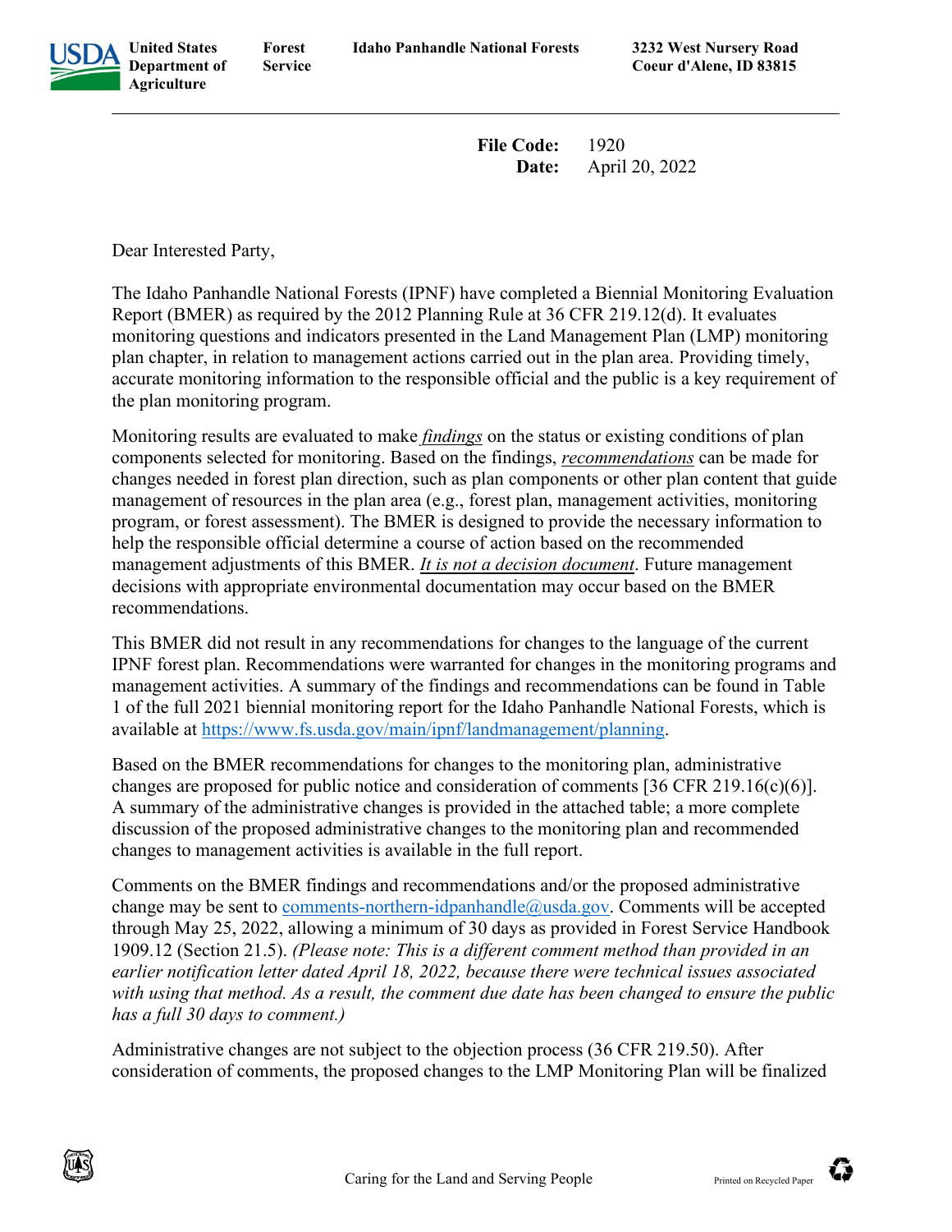**United States Department of Agriculture** | **Forest Service** | **Idaho Panhandle National Forests** | **3232 West Nursery Road Coeur d'Alene, ID 83815**

**File Code:** 1920
**Date:** April 20, 2022

Dear Interested Party,

The Idaho Panhandle National Forests (IPNF) have completed a Biennial Monitoring Evaluation Report (BMER) as required by the 2012 Planning Rule at 36 CFR 219.12(d). It evaluates monitoring questions and indicators presented in the Land Management Plan (LMP) monitoring plan chapter, in relation to management actions carried out in the plan area. Providing timely, accurate monitoring information to the responsible official and the public is a key requirement of the plan monitoring program.

Monitoring results are evaluated to make ***findings*** on the status or existing conditions of plan components selected for monitoring. Based on the findings, ***recommendations*** can be made for changes needed in forest plan direction, such as plan components or other plan content that guide management of resources in the plan area (e.g., forest plan, management activities, monitoring program, or forest assessment). The BMER is designed to provide the necessary information to help the responsible official determine a course of action based on the recommended management adjustments of this BMER. ***It is not a decision document***. Future management decisions with appropriate environmental documentation may occur based on the BMER recommendations.

This BMER did not result in any recommendations for changes to the language of the current IPNF forest plan. Recommendations were warranted for changes in the monitoring programs and management activities. A summary of the findings and recommendations can be found in Table 1 of the full 2021 biennial monitoring report for the Idaho Panhandle National Forests, which is available at https://www.fs.usda.gov/main/ipnf/landmanagement/planning.

Based on the BMER recommendations for changes to the monitoring plan, administrative changes are proposed for public notice and consideration of comments [36 CFR 219.16(c)(6)]. A summary of the administrative changes is provided in the attached table; a more complete discussion of the proposed administrative changes to the monitoring plan and recommended changes to management activities is available in the full report.

Comments on the BMER findings and recommendations and/or the proposed administrative change may be sent to comments-northern-idpanhandle@usda.gov. Comments will be accepted through May 25, 2022, allowing a minimum of 30 days as provided in Forest Service Handbook 1909.12 (Section 21.5). *(Please note: This is a different comment method than provided in an earlier notification letter dated April 18, 2022, because there were technical issues associated with using that method. As a result, the comment due date has been changed to ensure the public has a full 30 days to comment.)*

Administrative changes are not subject to the objection process (36 CFR 219.50). After consideration of comments, the proposed changes to the LMP Monitoring Plan will be finalized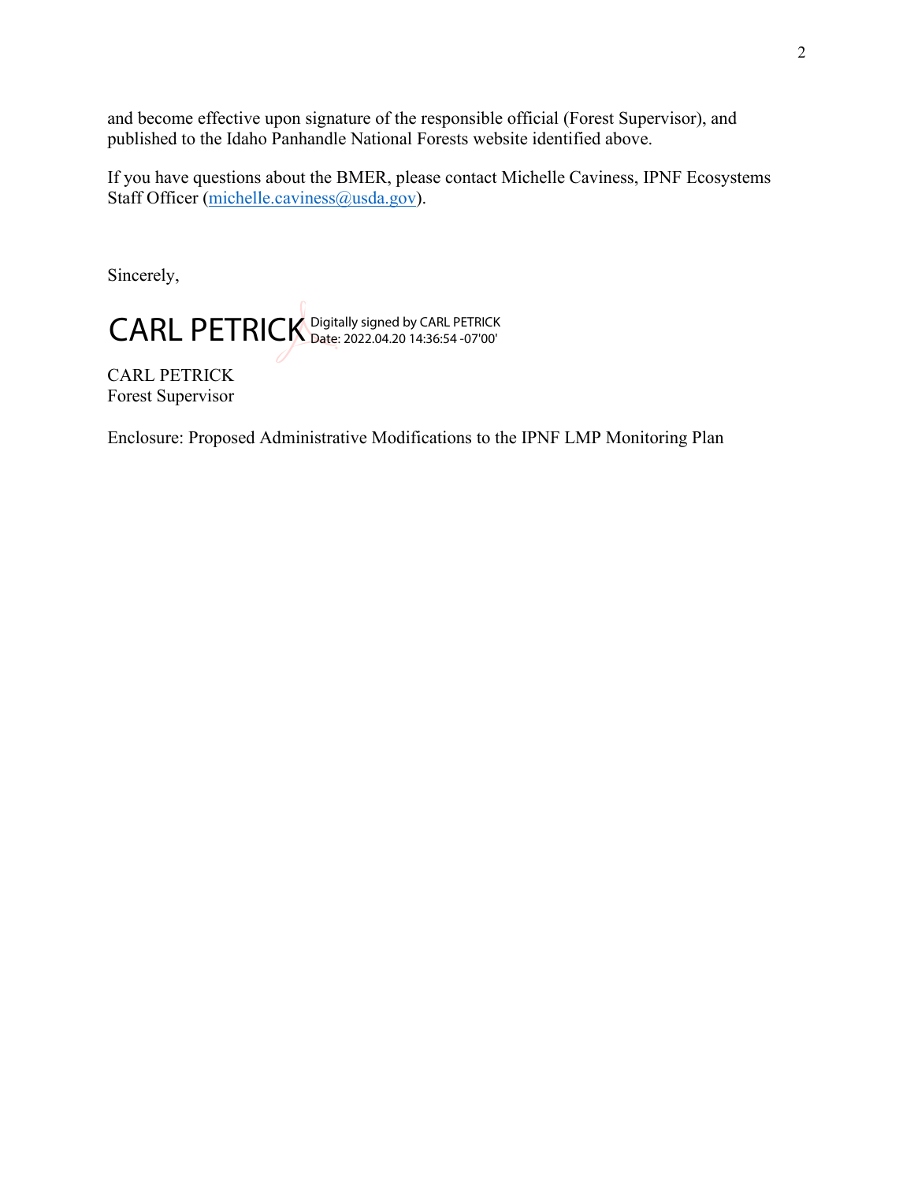and become effective upon signature of the responsible official (Forest Supervisor), and published to the Idaho Panhandle National Forests website identified above.

If you have questions about the BMER, please contact Michelle Caviness, IPNF Ecosystems Staff Officer (michelle.caviness@usda.gov).

Sincerely,

CARL PETRICK Digitally signed by CARL PETRICK Date: 2022.04.20 14:36:54 -07'00'

CARL PETRICK
Forest Supervisor

Enclosure: Proposed Administrative Modifications to the IPNF LMP Monitoring Plan